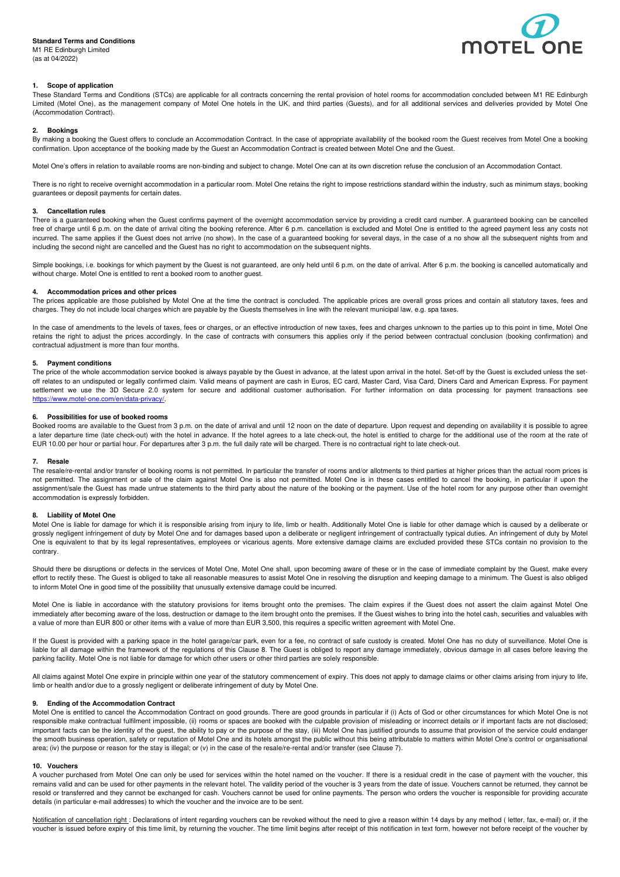**Standard Terms and Conditions**
M1 RE Edinburgh Limited
(as at 04/2022)

## 1. Scope of application

These Standard Terms and Conditions (STCs) are applicable for all contracts concerning the rental provision of hotel rooms for accommodation concluded between M1 RE Edinburgh Limited (Motel One), as the management company of Motel One hotels in the UK, and third parties (Guests), and for all additional services and deliveries provided by Motel One (Accommodation Contract).

## 2. Bookings

By making a booking the Guest offers to conclude an Accommodation Contract. In the case of appropriate availability of the booked room the Guest receives from Motel One a booking confirmation. Upon acceptance of the booking made by the Guest an Accommodation Contract is created between Motel One and the Guest.

Motel One's offers in relation to available rooms are non-binding and subject to change. Motel One can at its own discretion refuse the conclusion of an Accommodation Contact.

There is no right to receive overnight accommodation in a particular room. Motel One retains the right to impose restrictions standard within the industry, such as minimum stays, booking guarantees or deposit payments for certain dates.

## 3. Cancellation rules

There is a guaranteed booking when the Guest confirms payment of the overnight accommodation service by providing a credit card number. A guaranteed booking can be cancelled free of charge until 6 p.m. on the date of arrival citing the booking reference. After 6 p.m. cancellation is excluded and Motel One is entitled to the agreed payment less any costs not incurred. The same applies if the Guest does not arrive (no show). In the case of a guaranteed booking for several days, in the case of a no show all the subsequent nights from and including the second night are cancelled and the Guest has no right to accommodation on the subsequent nights.

Simple bookings, i.e. bookings for which payment by the Guest is not guaranteed, are only held until 6 p.m. on the date of arrival. After 6 p.m. the booking is cancelled automatically and without charge. Motel One is entitled to rent a booked room to another guest.

## 4. Accommodation prices and other prices

The prices applicable are those published by Motel One at the time the contract is concluded. The applicable prices are overall gross prices and contain all statutory taxes, fees and charges. They do not include local charges which are payable by the Guests themselves in line with the relevant municipal law, e.g. spa taxes.

In the case of amendments to the levels of taxes, fees or charges, or an effective introduction of new taxes, fees and charges unknown to the parties up to this point in time, Motel One retains the right to adjust the prices accordingly. In the case of contracts with consumers this applies only if the period between contractual conclusion (booking confirmation) and contractual adjustment is more than four months.

## 5. Payment conditions

The price of the whole accommodation service booked is always payable by the Guest in advance, at the latest upon arrival in the hotel. Set-off by the Guest is excluded unless the set-off relates to an undisputed or legally confirmed claim. Valid means of payment are cash in Euros, EC card, Master Card, Visa Card, Diners Card and American Express. For payment settlement we use the 3D Secure 2.0 system for secure and additional customer authorisation. For further information on data processing for payment transactions see https://www.motel-one.com/en/data-privacy/.

## 6. Possibilities for use of booked rooms

Booked rooms are available to the Guest from 3 p.m. on the date of arrival and until 12 noon on the date of departure. Upon request and depending on availability it is possible to agree a later departure time (late check-out) with the hotel in advance. If the hotel agrees to a late check-out, the hotel is entitled to charge for the additional use of the room at the rate of EUR 10.00 per hour or partial hour. For departures after 3 p.m. the full daily rate will be charged. There is no contractual right to late check-out.

## 7. Resale

The resale/re-rental and/or transfer of booking rooms is not permitted. In particular the transfer of rooms and/or allotments to third parties at higher prices than the actual room prices is not permitted. The assignment or sale of the claim against Motel One is also not permitted. Motel One is in these cases entitled to cancel the booking, in particular if upon the assignment/sale the Guest has made untrue statements to the third party about the nature of the booking or the payment. Use of the hotel room for any purpose other than overnight accommodation is expressly forbidden.

## 8. Liability of Motel One

Motel One is liable for damage for which it is responsible arising from injury to life, limb or health. Additionally Motel One is liable for other damage which is caused by a deliberate or grossly negligent infringement of duty by Motel One and for damages based upon a deliberate or negligent infringement of contractually typical duties. An infringement of duty by Motel One is equivalent to that by its legal representatives, employees or vicarious agents. More extensive damage claims are excluded provided these STCs contain no provision to the contrary.

Should there be disruptions or defects in the services of Motel One, Motel One shall, upon becoming aware of these or in the case of immediate complaint by the Guest, make every effort to rectify these. The Guest is obliged to take all reasonable measures to assist Motel One in resolving the disruption and keeping damage to a minimum. The Guest is also obliged to inform Motel One in good time of the possibility that unusually extensive damage could be incurred.

Motel One is liable in accordance with the statutory provisions for items brought onto the premises. The claim expires if the Guest does not assert the claim against Motel One immediately after becoming aware of the loss, destruction or damage to the item brought onto the premises. If the Guest wishes to bring into the hotel cash, securities and valuables with a value of more than EUR 800 or other items with a value of more than EUR 3,500, this requires a specific written agreement with Motel One.

If the Guest is provided with a parking space in the hotel garage/car park, even for a fee, no contract of safe custody is created. Motel One has no duty of surveillance. Motel One is liable for all damage within the framework of the regulations of this Clause 8. The Guest is obliged to report any damage immediately, obvious damage in all cases before leaving the parking facility. Motel One is not liable for damage for which other users or other third parties are solely responsible.

All claims against Motel One expire in principle within one year of the statutory commencement of expiry. This does not apply to damage claims or other claims arising from injury to life, limb or health and/or due to a grossly negligent or deliberate infringement of duty by Motel One.

## 9. Ending of the Accommodation Contract

Motel One is entitled to cancel the Accommodation Contract on good grounds. There are good grounds in particular if (i) Acts of God or other circumstances for which Motel One is not responsible make contractual fulfilment impossible, (ii) rooms or spaces are booked with the culpable provision of misleading or incorrect details or if important facts are not disclosed; important facts can be the identity of the guest, the ability to pay or the purpose of the stay, (iii) Motel One has justified grounds to assume that provision of the service could endanger the smooth business operation, safety or reputation of Motel One and its hotels amongst the public without this being attributable to matters within Motel One's control or organisational area; (iv) the purpose or reason for the stay is illegal; or (v) in the case of the resale/re-rental and/or transfer (see Clause 7).

## 10. Vouchers

A voucher purchased from Motel One can only be used for services within the hotel named on the voucher. If there is a residual credit in the case of payment with the voucher, this remains valid and can be used for other payments in the relevant hotel. The validity period of the voucher is 3 years from the date of issue. Vouchers cannot be returned, they cannot be resold or transferred and they cannot be exchanged for cash. Vouchers cannot be used for online payments. The person who orders the voucher is responsible for providing accurate details (in particular e-mail addresses) to which the voucher and the invoice are to be sent.

Notification of cancellation right : Declarations of intent regarding vouchers can be revoked without the need to give a reason within 14 days by any method ( letter, fax, e-mail) or, if the voucher is issued before expiry of this time limit, by returning the voucher. The time limit begins after receipt of this notification in text form, however not before receipt of the voucher by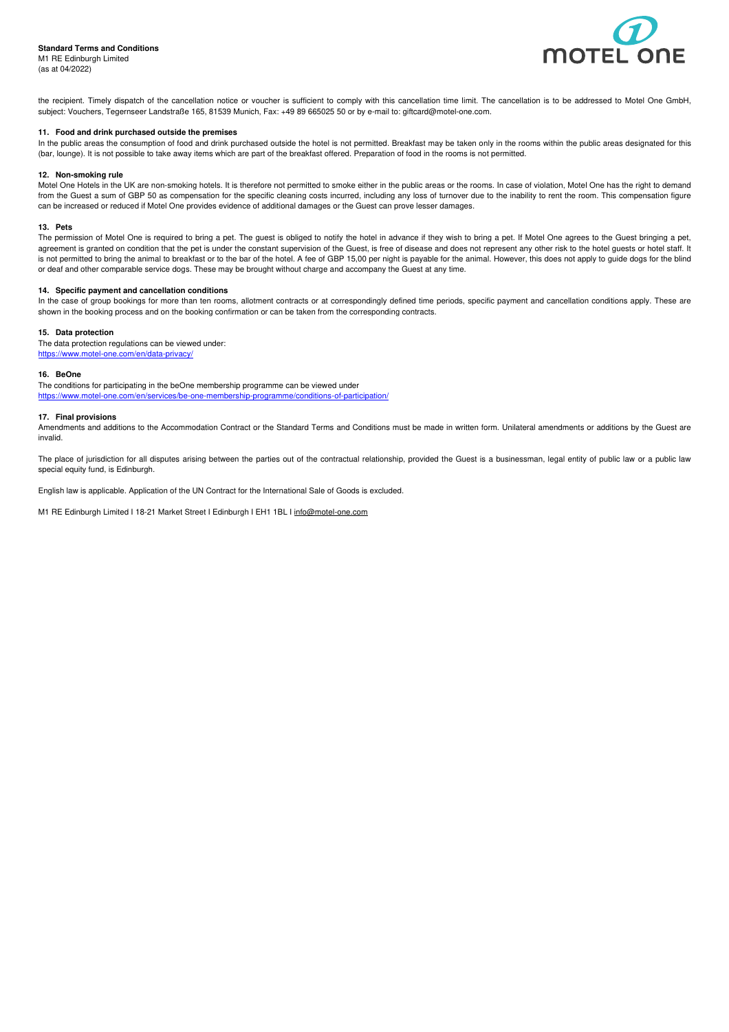the recipient. Timely dispatch of the cancellation notice or voucher is sufficient to comply with this cancellation time limit. The cancellation is to be addressed to Motel One GmbH, subject: Vouchers, Tegernseer Landstraße 165, 81539 Munich, Fax: +49 89 665025 50 or by e-mail to: giftcard@motel-one.com.

**11. Food and drink purchased outside the premises**

In the public areas the consumption of food and drink purchased outside the hotel is not permitted. Breakfast may be taken only in the rooms within the public areas designated for this (bar, lounge). It is not possible to take away items which are part of the breakfast offered. Preparation of food in the rooms is not permitted.

**12. Non-smoking rule**

Motel One Hotels in the UK are non-smoking hotels. It is therefore not permitted to smoke either in the public areas or the rooms. In case of violation, Motel One has the right to demand from the Guest a sum of GBP 50 as compensation for the specific cleaning costs incurred, including any loss of turnover due to the inability to rent the room. This compensation figure can be increased or reduced if Motel One provides evidence of additional damages or the Guest can prove lesser damages.

**13. Pets**

The permission of Motel One is required to bring a pet. The guest is obliged to notify the hotel in advance if they wish to bring a pet. If Motel One agrees to the Guest bringing a pet, agreement is granted on condition that the pet is under the constant supervision of the Guest, is free of disease and does not represent any other risk to the hotel guests or hotel staff. It is not permitted to bring the animal to breakfast or to the bar of the hotel. A fee of GBP 15,00 per night is payable for the animal. However, this does not apply to guide dogs for the blind or deaf and other comparable service dogs. These may be brought without charge and accompany the Guest at any time.

**14. Specific payment and cancellation conditions**

In the case of group bookings for more than ten rooms, allotment contracts or at correspondingly defined time periods, specific payment and cancellation conditions apply. These are shown in the booking process and on the booking confirmation or can be taken from the corresponding contracts.

**15. Data protection**

The data protection regulations can be viewed under:
https://www.motel-one.com/en/data-privacy/

**16. BeOne**

The conditions for participating in the beOne membership programme can be viewed under
https://www.motel-one.com/en/services/be-one-membership-programme/conditions-of-participation/

**17. Final provisions**

Amendments and additions to the Accommodation Contract or the Standard Terms and Conditions must be made in written form. Unilateral amendments or additions by the Guest are invalid.

The place of jurisdiction for all disputes arising between the parties out of the contractual relationship, provided the Guest is a businessman, legal entity of public law or a public law special equity fund, is Edinburgh.

English law is applicable. Application of the UN Contract for the International Sale of Goods is excluded.

M1 RE Edinburgh Limited I 18-21 Market Street I Edinburgh I EH1 1BL I info@motel-one.com